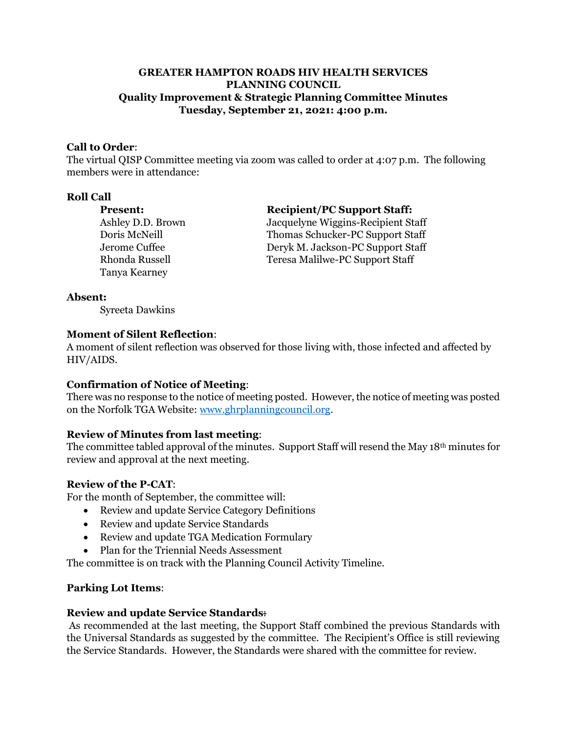# GREATER HAMPTON ROADS HIV HEALTH SERVICES PLANNING COUNCIL
## Quality Improvement & Strategic Planning Committee Minutes
## Tuesday, September 21, 2021: 4:00 p.m.

**Call to Order**:
The virtual QISP Committee meeting via zoom was called to order at 4:07 p.m. The following members were in attendance:

**Roll Call**

| **Present:** | **Recipient/PC Support Staff:** |
|---|---|
| Ashley D.D. Brown | Jacquelyne Wiggins-Recipient Staff |
| Doris McNeill | Thomas Schucker-PC Support Staff |
| Jerome Cuffee | Deryk M. Jackson-PC Support Staff |
| Rhonda Russell | Teresa Malilwe-PC Support Staff |
| Tanya Kearney | |

**Absent:**
Syreeta Dawkins

**Moment of Silent Reflection**:
A moment of silent reflection was observed for those living with, those infected and affected by HIV/AIDS.

**Confirmation of Notice of Meeting**:
There was no response to the notice of meeting posted. However, the notice of meeting was posted on the Norfolk TGA Website: www.ghrplanningcouncil.org.

**Review of Minutes from last meeting**:
The committee tabled approval of the minutes. Support Staff will resend the May 18th minutes for review and approval at the next meeting.

**Review of the P-CAT**:
For the month of September, the committee will:

- Review and update Service Category Definitions
- Review and update Service Standards
- Review and update TGA Medication Formulary
- Plan for the Triennial Needs Assessment

The committee is on track with the Planning Council Activity Timeline.

**Parking Lot Items**:

**Review and update Service Standards:**
As recommended at the last meeting, the Support Staff combined the previous Standards with the Universal Standards as suggested by the committee. The Recipient's Office is still reviewing the Service Standards. However, the Standards were shared with the committee for review.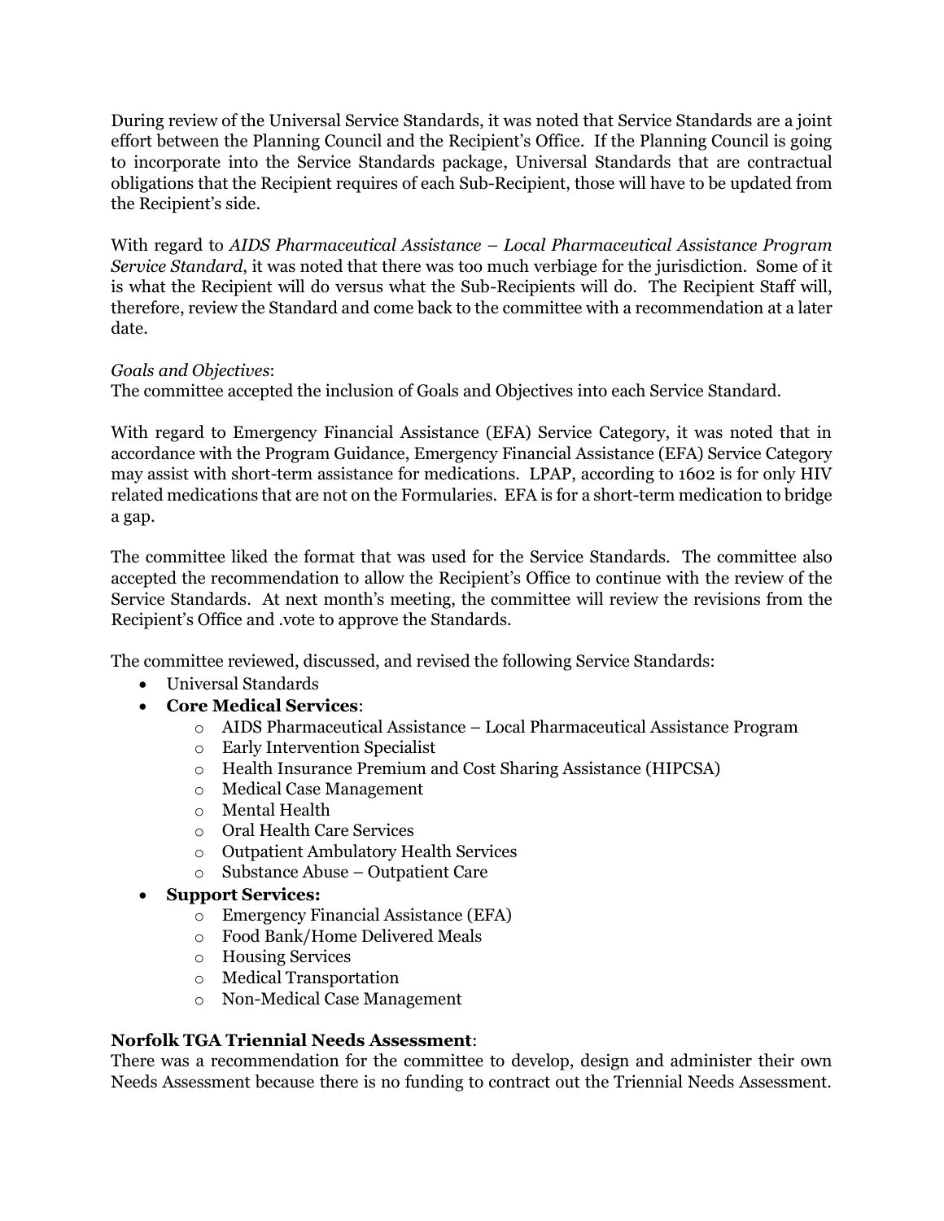During review of the Universal Service Standards, it was noted that Service Standards are a joint effort between the Planning Council and the Recipient's Office. If the Planning Council is going to incorporate into the Service Standards package, Universal Standards that are contractual obligations that the Recipient requires of each Sub-Recipient, those will have to be updated from the Recipient's side.

With regard to *AIDS Pharmaceutical Assistance – Local Pharmaceutical Assistance Program Service Standard*, it was noted that there was too much verbiage for the jurisdiction. Some of it is what the Recipient will do versus what the Sub-Recipients will do. The Recipient Staff will, therefore, review the Standard and come back to the committee with a recommendation at a later date.

*Goals and Objectives*:
The committee accepted the inclusion of Goals and Objectives into each Service Standard.

With regard to Emergency Financial Assistance (EFA) Service Category, it was noted that in accordance with the Program Guidance, Emergency Financial Assistance (EFA) Service Category may assist with short-term assistance for medications. LPAP, according to 1602 is for only HIV related medications that are not on the Formularies. EFA is for a short-term medication to bridge a gap.

The committee liked the format that was used for the Service Standards. The committee also accepted the recommendation to allow the Recipient's Office to continue with the review of the Service Standards. At next month's meeting, the committee will review the revisions from the Recipient's Office and .vote to approve the Standards.

The committee reviewed, discussed, and revised the following Service Standards:

- Universal Standards
- **Core Medical Services**:
  - AIDS Pharmaceutical Assistance – Local Pharmaceutical Assistance Program
  - Early Intervention Specialist
  - Health Insurance Premium and Cost Sharing Assistance (HIPCSA)
  - Medical Case Management
  - Mental Health
  - Oral Health Care Services
  - Outpatient Ambulatory Health Services
  - Substance Abuse – Outpatient Care
- **Support Services:**
  - Emergency Financial Assistance (EFA)
  - Food Bank/Home Delivered Meals
  - Housing Services
  - Medical Transportation
  - Non-Medical Case Management

**Norfolk TGA Triennial Needs Assessment**:
There was a recommendation for the committee to develop, design and administer their own Needs Assessment because there is no funding to contract out the Triennial Needs Assessment.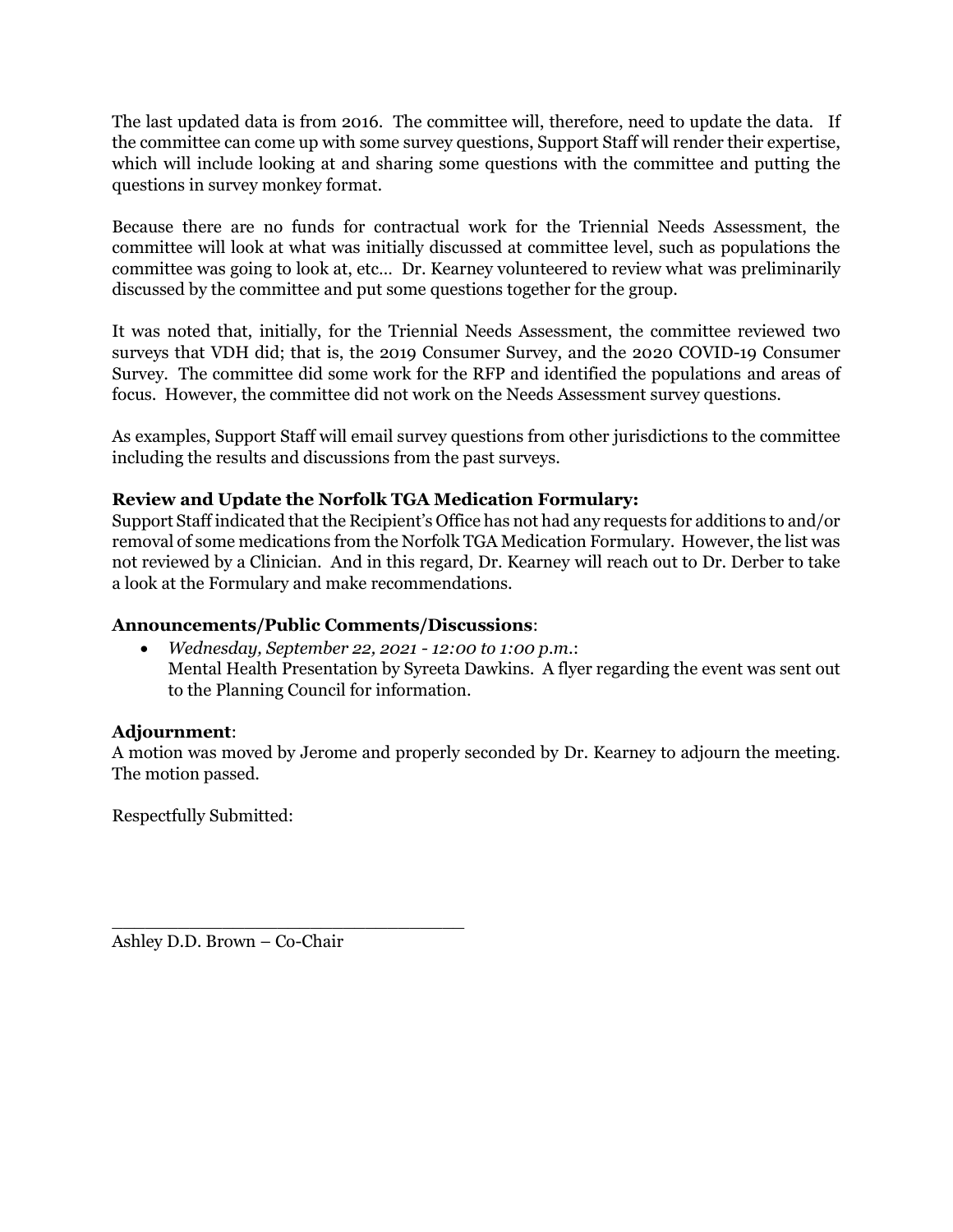The last updated data is from 2016. The committee will, therefore, need to update the data. If the committee can come up with some survey questions, Support Staff will render their expertise, which will include looking at and sharing some questions with the committee and putting the questions in survey monkey format.

Because there are no funds for contractual work for the Triennial Needs Assessment, the committee will look at what was initially discussed at committee level, such as populations the committee was going to look at, etc… Dr. Kearney volunteered to review what was preliminarily discussed by the committee and put some questions together for the group.

It was noted that, initially, for the Triennial Needs Assessment, the committee reviewed two surveys that VDH did; that is, the 2019 Consumer Survey, and the 2020 COVID-19 Consumer Survey. The committee did some work for the RFP and identified the populations and areas of focus. However, the committee did not work on the Needs Assessment survey questions.

As examples, Support Staff will email survey questions from other jurisdictions to the committee including the results and discussions from the past surveys.

**Review and Update the Norfolk TGA Medication Formulary:**
Support Staff indicated that the Recipient's Office has not had any requests for additions to and/or removal of some medications from the Norfolk TGA Medication Formulary. However, the list was not reviewed by a Clinician. And in this regard, Dr. Kearney will reach out to Dr. Derber to take a look at the Formulary and make recommendations.

**Announcements/Public Comments/Discussions**:

- *Wednesday, September 22, 2021 - 12:00 to 1:00 p.m.*:
  Mental Health Presentation by Syreeta Dawkins. A flyer regarding the event was sent out to the Planning Council for information.

**Adjournment**:
A motion was moved by Jerome and properly seconded by Dr. Kearney to adjourn the meeting. The motion passed.

Respectfully Submitted:

\_\_\_\_\_\_\_\_\_\_\_\_\_\_\_\_\_\_\_\_\_\_\_\_\_\_\_\_\_\_\_\_\_\_

Ashley D.D. Brown – Co-Chair